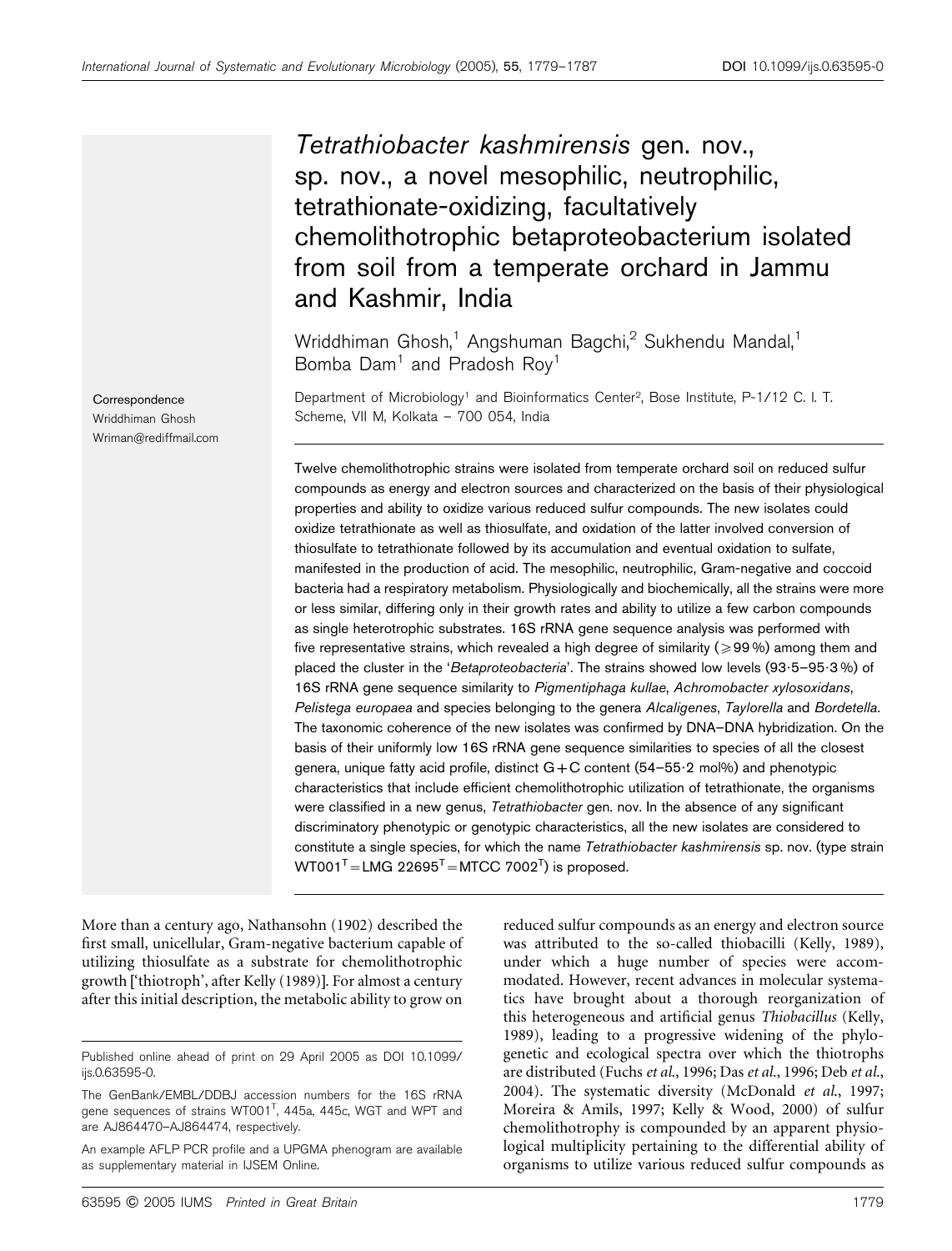# *Tetrathiobacter kashmirensis* gen. nov., sp. nov., a novel mesophilic, neutrophilic, tetrathionate-oxidizing, facultatively chemolithotrophic betaproteobacterium isolated from soil from a temperate orchard in Jammu and Kashmir, India

Wriddhiman Ghosh,[1] Angshuman Bagchi,[2] Sukhendu Mandal,[1] Bomba Dam[1] and Pradosh Roy[1]

Department of Microbiology[1] and Bioinformatics Center[2], Bose Institute, P-1/12 C. I. T. Scheme, VII M, Kolkata – 700 054, India

Correspondence
Wriddhiman Ghosh
Wriman@rediffmail.com

Twelve chemolithotrophic strains were isolated from temperate orchard soil on reduced sulfur compounds as energy and electron sources and characterized on the basis of their physiological properties and ability to oxidize various reduced sulfur compounds. The new isolates could oxidize tetrathionate as well as thiosulfate, and oxidation of the latter involved conversion of thiosulfate to tetrathionate followed by its accumulation and eventual oxidation to sulfate, manifested in the production of acid. The mesophilic, neutrophilic, Gram-negative and coccoid bacteria had a respiratory metabolism. Physiologically and biochemically, all the strains were more or less similar, differing only in their growth rates and ability to utilize a few carbon compounds as single heterotrophic substrates. 16S rRNA gene sequence analysis was performed with five representative strains, which revealed a high degree of similarity ($\geqslant 99$ %) among them and placed the cluster in the '*Betaproteobacteria*'. The strains showed low levels (93·5–95·3 %) of 16S rRNA gene sequence similarity to *Pigmentiphaga kullae*, *Achromobacter xylosoxidans*, *Pelistega europaea* and species belonging to the genera *Alcaligenes*, *Taylorella* and *Bordetella*. The taxonomic coherence of the new isolates was confirmed by DNA–DNA hybridization. On the basis of their uniformly low 16S rRNA gene sequence similarities to species of all the closest genera, unique fatty acid profile, distinct G+C content (54–55·2 mol%) and phenotypic characteristics that include efficient chemolithotrophic utilization of tetrathionate, the organisms were classified in a new genus, *Tetrathiobacter* gen. nov. In the absence of any significant discriminatory phenotypic or genotypic characteristics, all the new isolates are considered to constitute a single species, for which the name *Tetrathiobacter kashmirensis* sp. nov. (type strain WT001$^{T}$=LMG 22695$^{T}$=MTCC 7002$^{T}$) is proposed.

More than a century ago, Nathansohn (1902) described the first small, unicellular, Gram-negative bacterium capable of utilizing thiosulfate as a substrate for chemolithotrophic growth ['thiotroph', after Kelly (1989)]. For almost a century after this initial description, the metabolic ability to grow on reduced sulfur compounds as an energy and electron source was attributed to the so-called thiobacilli (Kelly, 1989), under which a huge number of species were accommodated. However, recent advances in molecular systematics have brought about a thorough reorganization of this heterogeneous and artificial genus *Thiobacillus* (Kelly, 1989), leading to a progressive widening of the phylogenetic and ecological spectra over which the thiotrophs are distributed (Fuchs *et al.*, 1996; Das *et al.*, 1996; Deb *et al.*, 2004). The systematic diversity (McDonald *et al.*, 1997; Moreira & Amils, 1997; Kelly & Wood, 2000) of sulfur chemolithotrophy is compounded by an apparent physiological multiplicity pertaining to the differential ability of organisms to utilize various reduced sulfur compounds as

Published online ahead of print on 29 April 2005 as DOI 10.1099/ijs.0.63595-0.

The GenBank/EMBL/DDBJ accession numbers for the 16S rRNA gene sequences of strains WT001$^{T}$, 445a, 445c, WGT and WPT and are AJ864470–AJ864474, respectively.

An example AFLP PCR profile and a UPGMA phenogram are available as supplementary material in IJSEM Online.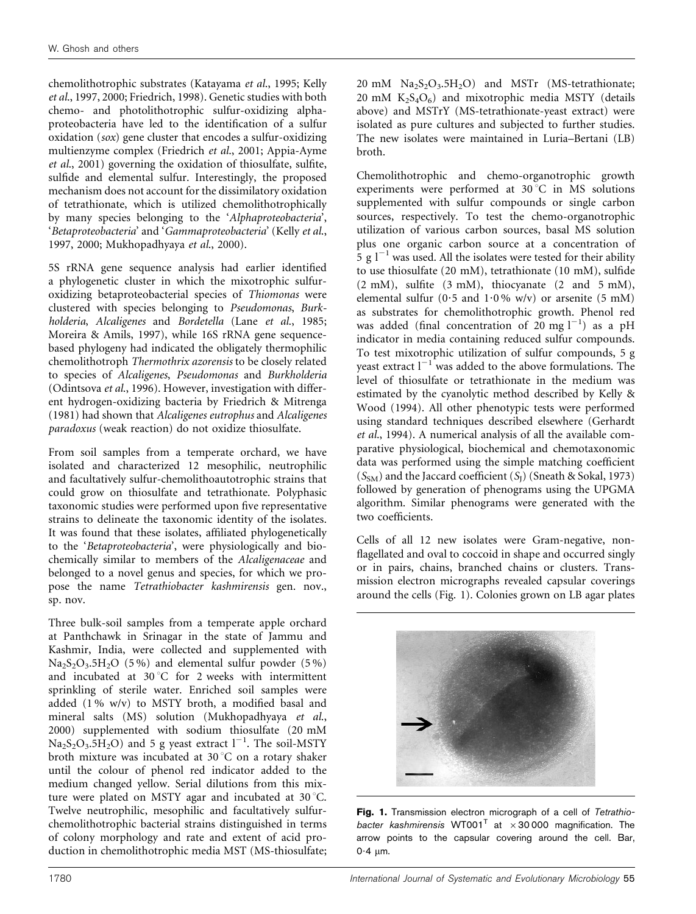chemolithotrophic substrates (Katayama *et al.*, 1995; Kelly *et al.*, 1997, 2000; Friedrich, 1998). Genetic studies with both chemo- and photolithotrophic sulfur-oxidizing alphaproteobacteria have led to the identification of a sulfur oxidation (*sox*) gene cluster that encodes a sulfur-oxidizing multienzyme complex (Friedrich *et al.*, 2001; Appia-Ayme *et al.*, 2001) governing the oxidation of thiosulfate, sulfite, sulfide and elemental sulfur. Interestingly, the proposed mechanism does not account for the dissimilatory oxidation of tetrathionate, which is utilized chemolithotrophically by many species belonging to the '*Alphaproteobacteria*', '*Betaproteobacteria*' and '*Gammaproteobacteria*' (Kelly *et al.*, 1997, 2000; Mukhopadhyaya *et al.*, 2000).

5S rRNA gene sequence analysis had earlier identified a phylogenetic cluster in which the mixotrophic sulfur-oxidizing betaproteobacterial species of *Thiomonas* were clustered with species belonging to *Pseudomonas*, *Burkholderia*, *Alcaligenes* and *Bordetella* (Lane *et al.*, 1985; Moreira & Amils, 1997), while 16S rRNA gene sequence-based phylogeny had indicated the obligately thermophilic chemolithotroph *Thermothrix azorensis* to be closely related to species of *Alcaligenes*, *Pseudomonas* and *Burkholderia* (Odintsova *et al.*, 1996). However, investigation with different hydrogen-oxidizing bacteria by Friedrich & Mitrenga (1981) had shown that *Alcaligenes eutrophus* and *Alcaligenes paradoxus* (weak reaction) do not oxidize thiosulfate.

From soil samples from a temperate orchard, we have isolated and characterized 12 mesophilic, neutrophilic and facultatively sulfur-chemolithoautotrophic strains that could grow on thiosulfate and tetrathionate. Polyphasic taxonomic studies were performed upon five representative strains to delineate the taxonomic identity of the isolates. It was found that these isolates, affiliated phylogenetically to the '*Betaproteobacteria*', were physiologically and biochemically similar to members of the *Alcaligenaceae* and belonged to a novel genus and species, for which we propose the name *Tetrathiobacter kashmirensis* gen. nov., sp. nov.

Three bulk-soil samples from a temperate apple orchard at Panthchawk in Srinagar in the state of Jammu and Kashmir, India, were collected and supplemented with $Na_2S_2O_3.5H_2O$ (5 %) and elemental sulfur powder (5 %) and incubated at 30 °C for 2 weeks with intermittent sprinkling of sterile water. Enriched soil samples were added (1 % w/v) to MSTY broth, a modified basal and mineral salts (MS) solution (Mukhopadhyaya *et al.*, 2000) supplemented with sodium thiosulfate (20 mM $Na_2S_2O_3.5H_2O$) and 5 g yeast extract $l^{-1}$. The soil-MSTY broth mixture was incubated at 30 °C on a rotary shaker until the colour of phenol red indicator added to the medium changed yellow. Serial dilutions from this mixture were plated on MSTY agar and incubated at 30 °C. Twelve neutrophilic, mesophilic and facultatively sulfur-chemolithotrophic bacterial strains distinguished in terms of colony morphology and rate and extent of acid production in chemolithotrophic media MST (MS-thiosulfate; 20 mM $Na_2S_2O_3.5H_2O$) and MSTr (MS-tetrathionate; 20 mM $K_2S_4O_6$) and mixotrophic media MSTY (details above) and MSTrY (MS-tetrathionate-yeast extract) were isolated as pure cultures and subjected to further studies. The new isolates were maintained in Luria–Bertani (LB) broth.

Chemolithotrophic and chemo-organotrophic growth experiments were performed at 30 °C in MS solutions supplemented with sulfur compounds or single carbon sources, respectively. To test the chemo-organotrophic utilization of various carbon sources, basal MS solution plus one organic carbon source at a concentration of 5 g $l^{-1}$ was used. All the isolates were tested for their ability to use thiosulfate (20 mM), tetrathionate (10 mM), sulfide (2 mM), sulfite (3 mM), thiocyanate (2 and 5 mM), elemental sulfur (0·5 and 1·0 % w/v) or arsenite (5 mM) as substrates for chemolithotrophic growth. Phenol red was added (final concentration of 20 mg $l^{-1}$) as a pH indicator in media containing reduced sulfur compounds. To test mixotrophic utilization of sulfur compounds, 5 g yeast extract $l^{-1}$ was added to the above formulations. The level of thiosulfate or tetrathionate in the medium was estimated by the cyanolytic method described by Kelly & Wood (1994). All other phenotypic tests were performed using standard techniques described elsewhere (Gerhardt *et al.*, 1994). A numerical analysis of all the available comparative physiological, biochemical and chemotaxonomic data was performed using the simple matching coefficient ($S_{SM}$) and the Jaccard coefficient ($S_J$) (Sneath & Sokal, 1973) followed by generation of phenograms using the UPGMA algorithm. Similar phenograms were generated with the two coefficients.

Cells of all 12 new isolates were Gram-negative, non-flagellated and oval to coccoid in shape and occurred singly or in pairs, chains, branched chains or clusters. Transmission electron micrographs revealed capsular coverings around the cells (Fig. 1). Colonies grown on LB agar plates

**Fig. 1.** Transmission electron micrograph of a cell of *Tetrathiobacter kashmirensis* WT001[T] at ×30 000 magnification. The arrow points to the capsular covering around the cell. Bar, 0·4 μm.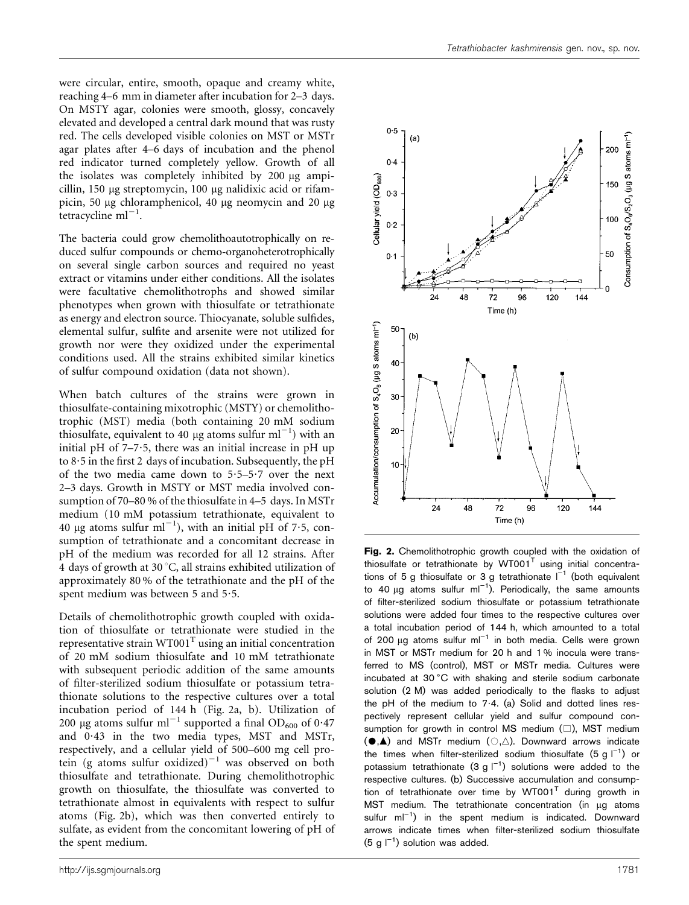were circular, entire, smooth, opaque and creamy white, reaching 4–6 mm in diameter after incubation for 2–3 days. On MSTY agar, colonies were smooth, glossy, concavely elevated and developed a central dark mound that was rusty red. The cells developed visible colonies on MST or MSTr agar plates after 4–6 days of incubation and the phenol red indicator turned completely yellow. Growth of all the isolates was completely inhibited by 200 μg ampicillin, 150 μg streptomycin, 100 μg nalidixic acid or rifampicin, 50 μg chloramphenicol, 40 μg neomycin and 20 μg tetracycline $ml^{-1}$.

The bacteria could grow chemolithoautotrophically on reduced sulfur compounds or chemo-organoheterotrophically on several single carbon sources and required no yeast extract or vitamins under either conditions. All the isolates were facultative chemolithotrophs and showed similar phenotypes when grown with thiosulfate or tetrathionate as energy and electron source. Thiocyanate, soluble sulfides, elemental sulfur, sulfite and arsenite were not utilized for growth nor were they oxidized under the experimental conditions used. All the strains exhibited similar kinetics of sulfur compound oxidation (data not shown).

When batch cultures of the strains were grown in thiosulfate-containing mixotrophic (MSTY) or chemolithotrophic (MST) media (both containing 20 mM sodium thiosulfate, equivalent to 40 μg atoms sulfur $ml^{-1}$) with an initial pH of 7–7·5, there was an initial increase in pH up to 8·5 in the first 2 days of incubation. Subsequently, the pH of the two media came down to 5·5–5·7 over the next 2–3 days. Growth in MSTY or MST media involved consumption of 70–80 % of the thiosulfate in 4–5 days. In MSTr medium (10 mM potassium tetrathionate, equivalent to 40 μg atoms sulfur $ml^{-1}$), with an initial pH of 7·5, consumption of tetrathionate and a concomitant decrease in pH of the medium was recorded for all 12 strains. After 4 days of growth at 30 °C, all strains exhibited utilization of approximately 80 % of the tetrathionate and the pH of the spent medium was between 5 and 5·5.

Details of chemolithotrophic growth coupled with oxidation of thiosulfate or tetrathionate were studied in the representative strain WT001[T] using an initial concentration of 20 mM sodium thiosulfate and 10 mM tetrathionate with subsequent periodic addition of the same amounts of filter-sterilized sodium thiosulfate or potassium tetrathionate solutions to the respective cultures over a total incubation period of 144 h (Fig. 2a, b). Utilization of 200 μg atoms sulfur $ml^{-1}$ supported a final $OD_{600}$ of 0·47 and 0·43 in the two media types, MST and MSTr, respectively, and a cellular yield of 500–600 mg cell protein (g atoms sulfur oxidized)$^{-1}$ was observed on both thiosulfate and tetrathionate. During chemolithotrophic growth on thiosulfate, the thiosulfate was converted to tetrathionate almost in equivalents with respect to sulfur atoms (Fig. 2b), which was then converted entirely to sulfate, as evident from the concomitant lowering of pH of the spent medium.

**Fig. 2.** Chemolithotrophic growth coupled with the oxidation of thiosulfate or tetrathionate by WT001[T] using initial concentrations of 5 g thiosulfate or 3 g tetrathionate $l^{-1}$ (both equivalent to 40 μg atoms sulfur $ml^{-1}$). Periodically, the same amounts of filter-sterilized sodium thiosulfate or potassium tetrathionate solutions were added four times to the respective cultures over a total incubation period of 144 h, which amounted to a total of 200 μg atoms sulfur $ml^{-1}$ in both media. Cells were grown in MST or MSTr medium for 20 h and 1 % inocula were transferred to MS (control), MST or MSTr media. Cultures were incubated at 30 °C with shaking and sterile sodium carbonate solution (2 M) was added periodically to the flasks to adjust the pH of the medium to 7·4. (a) Solid and dotted lines respectively represent cellular yield and sulfur compound consumption for growth in control MS medium (□), MST medium (●,▲) and MSTr medium (○,△). Downward arrows indicate the times when filter-sterilized sodium thiosulfate (5 g $l^{-1}$) or potassium tetrathionate (3 g $l^{-1}$) solutions were added to the respective cultures. (b) Successive accumulation and consumption of tetrathionate over time by WT001[T] during growth in MST medium. The tetrathionate concentration (in μg atoms sulfur $ml^{-1}$) in the spent medium is indicated. Downward arrows indicate times when filter-sterilized sodium thiosulfate (5 g $l^{-1}$) solution was added.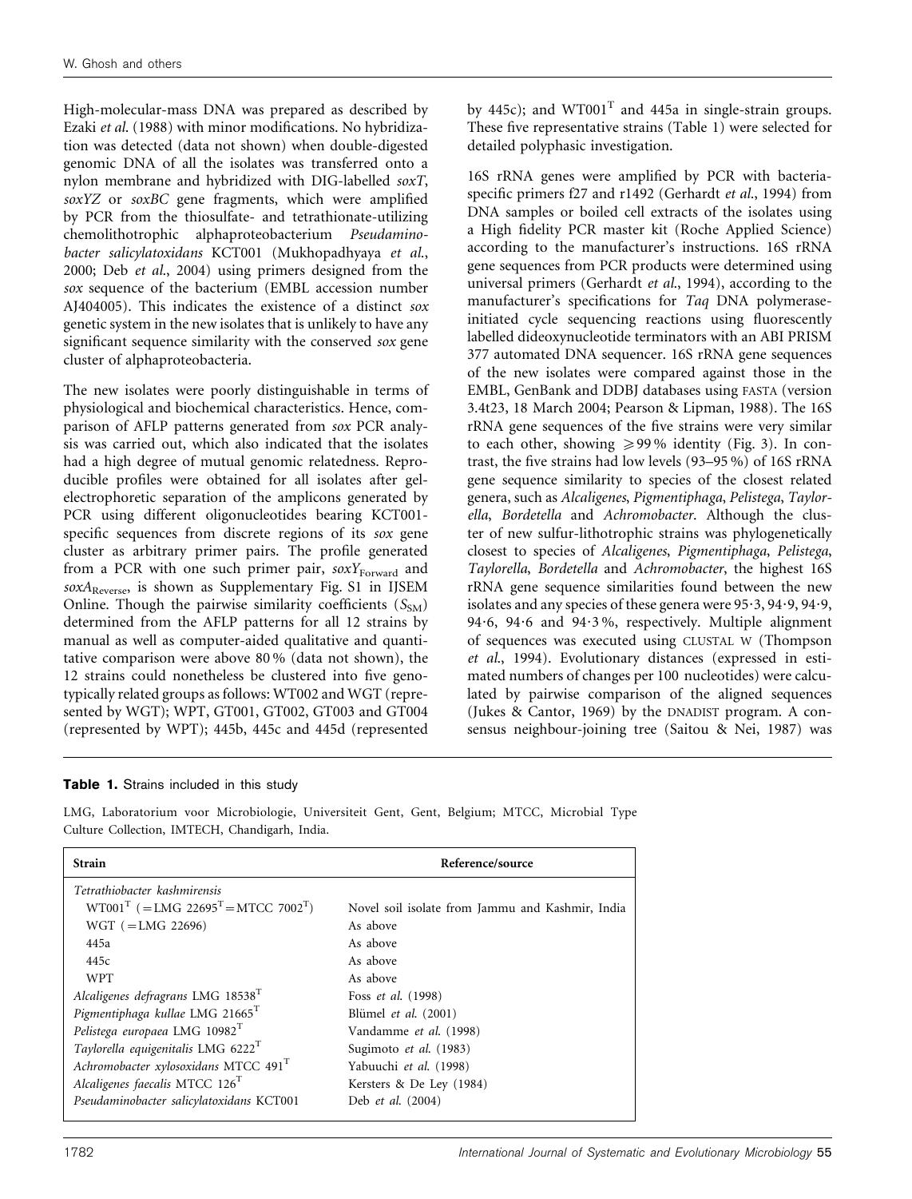High-molecular-mass DNA was prepared as described by Ezaki *et al.* (1988) with minor modifications. No hybridization was detected (data not shown) when double-digested genomic DNA of all the isolates was transferred onto a nylon membrane and hybridized with DIG-labelled *soxT*, *soxYZ* or *soxBC* gene fragments, which were amplified by PCR from the thiosulfate- and tetrathionate-utilizing chemolithotrophic alphaproteobacterium *Pseudaminobacter salicylatoxidans* KCT001 (Mukhopadhyaya *et al.*, 2000; Deb *et al.*, 2004) using primers designed from the *sox* sequence of the bacterium (EMBL accession number AJ404005). This indicates the existence of a distinct *sox* genetic system in the new isolates that is unlikely to have any significant sequence similarity with the conserved *sox* gene cluster of alphaproteobacteria.

The new isolates were poorly distinguishable in terms of physiological and biochemical characteristics. Hence, comparison of AFLP patterns generated from *sox* PCR analysis was carried out, which also indicated that the isolates had a high degree of mutual genomic relatedness. Reproducible profiles were obtained for all isolates after gel-electrophoretic separation of the amplicons generated by PCR using different oligonucleotides bearing KCT001-specific sequences from discrete regions of its *sox* gene cluster as arbitrary primer pairs. The profile generated from a PCR with one such primer pair, $soxY_{Forward}$ and $soxA_{Reverse}$, is shown as Supplementary Fig. S1 in IJSEM Online. Though the pairwise similarity coefficients ($S_{SM}$) determined from the AFLP patterns for all 12 strains by manual as well as computer-aided qualitative and quantitative comparison were above 80 % (data not shown), the 12 strains could nonetheless be clustered into five genotypically related groups as follows: WT002 and WGT (represented by WGT); WPT, GT001, GT002, GT003 and GT004 (represented by WPT); 445b, 445c and 445d (represented by 445c); and WT001$^T$ and 445a in single-strain groups. These five representative strains (Table 1) were selected for detailed polyphasic investigation.

16S rRNA genes were amplified by PCR with bacteria-specific primers f27 and r1492 (Gerhardt *et al.*, 1994) from DNA samples or boiled cell extracts of the isolates using a High fidelity PCR master kit (Roche Applied Science) according to the manufacturer's instructions. 16S rRNA gene sequences from PCR products were determined using universal primers (Gerhardt *et al.*, 1994), according to the manufacturer's specifications for *Taq* DNA polymerase-initiated cycle sequencing reactions using fluorescently labelled dideoxynucleotide terminators with an ABI PRISM 377 automated DNA sequencer. 16S rRNA gene sequences of the new isolates were compared against those in the EMBL, GenBank and DDBJ databases using FASTA (version 3.4t23, 18 March 2004; Pearson & Lipman, 1988). The 16S rRNA gene sequences of the five strains were very similar to each other, showing ≥99 % identity (Fig. 3). In contrast, the five strains had low levels (93–95 %) of 16S rRNA gene sequence similarity to species of the closest related genera, such as *Alcaligenes*, *Pigmentiphaga*, *Pelistega*, *Taylorella*, *Bordetella* and *Achromobacter*. Although the cluster of new sulfur-lithotrophic strains was phylogenetically closest to species of *Alcaligenes*, *Pigmentiphaga*, *Pelistega*, *Taylorella*, *Bordetella* and *Achromobacter*, the highest 16S rRNA gene sequence similarities found between the new isolates and any species of these genera were 95·3, 94·9, 94·9, 94·6, 94·6 and 94·3 %, respectively. Multiple alignment of sequences was executed using CLUSTAL W (Thompson *et al.*, 1994). Evolutionary distances (expressed in estimated numbers of changes per 100 nucleotides) were calculated by pairwise comparison of the aligned sequences (Jukes & Cantor, 1969) by the DNADIST program. A consensus neighbour-joining tree (Saitou & Nei, 1987) was

**Table 1.** Strains included in this study

LMG, Laboratorium voor Microbiologie, Universiteit Gent, Gent, Belgium; MTCC, Microbial Type Culture Collection, IMTECH, Chandigarh, India.

| Strain | Reference/source |
|---|---|
| *Tetrathiobacter kashmirensis* | |
| WT001$^T$ (=LMG 22695$^T$=MTCC 7002$^T$) | Novel soil isolate from Jammu and Kashmir, India |
| WGT (=LMG 22696) | As above |
| 445a | As above |
| 445c | As above |
| WPT | As above |
| *Alcaligenes defragrans* LMG 18538$^T$ | Foss *et al.* (1998) |
| *Pigmentiphaga kullae* LMG 21665$^T$ | Blümel *et al.* (2001) |
| *Pelistega europaea* LMG 10982$^T$ | Vandamme *et al.* (1998) |
| *Taylorella equigenitalis* LMG 6222$^T$ | Sugimoto *et al.* (1983) |
| *Achromobacter xylosoxidans* MTCC 491$^T$ | Yabuuchi *et al.* (1998) |
| *Alcaligenes faecalis* MTCC 126$^T$ | Kersters & De Ley (1984) |
| *Pseudaminobacter salicylatoxidans* KCT001 | Deb *et al.* (2004) |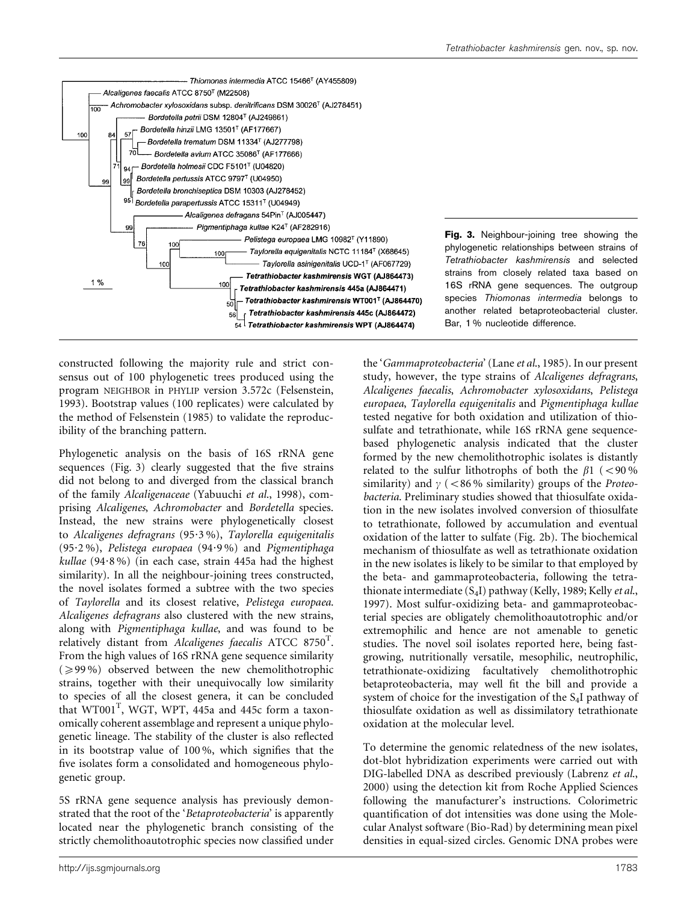Fig. 3. Neighbour-joining tree showing the phylogenetic relationships between strains of *Tetrathiobacter kashmirensis* and selected strains from closely related taxa based on 16S rRNA gene sequences. The outgroup species *Thiomonas intermedia* belongs to another related betaproteobacterial cluster. Bar, 1 % nucleotide difference.

constructed following the majority rule and strict consensus out of 100 phylogenetic trees produced using the program NEIGHBOR in PHYLIP version 3.572c (Felsenstein, 1993). Bootstrap values (100 replicates) were calculated by the method of Felsenstein (1985) to validate the reproducibility of the branching pattern.

Phylogenetic analysis on the basis of 16S rRNA gene sequences (Fig. 3) clearly suggested that the five strains did not belong to and diverged from the classical branch of the family *Alcaligenaceae* (Yabuuchi *et al.*, 1998), comprising *Alcaligenes*, *Achromobacter* and *Bordetella* species. Instead, the new strains were phylogenetically closest to *Alcaligenes defragrans* (95·3 %), *Taylorella equigenitalis* (95·2 %), *Pelistega europaea* (94·9 %) and *Pigmentiphaga kullae* (94·8 %) (in each case, strain 445a had the highest similarity). In all the neighbour-joining trees constructed, the novel isolates formed a subtree with the two species of *Taylorella* and its closest relative, *Pelistega europaea*. *Alcaligenes defragrans* also clustered with the new strains, along with *Pigmentiphaga kullae*, and was found to be relatively distant from *Alcaligenes faecalis* ATCC 8750$^T$. From the high values of 16S rRNA gene sequence similarity ($\geqslant$99 %) observed between the new chemolithotrophic strains, together with their unequivocally low similarity to species of all the closest genera, it can be concluded that WT001$^T$, WGT, WPT, 445a and 445c form a taxonomically coherent assemblage and represent a unique phylogenetic lineage. The stability of the cluster is also reflected in its bootstrap value of 100 %, which signifies that the five isolates form a consolidated and homogeneous phylogenetic group.

5S rRNA gene sequence analysis has previously demonstrated that the root of the '*Betaproteobacteria*' is apparently located near the phylogenetic branch consisting of the strictly chemolithoautotrophic species now classified under the '*Gammaproteobacteria*' (Lane *et al.*, 1985). In our present study, however, the type strains of *Alcaligenes defragrans*, *Alcaligenes faecalis*, *Achromobacter xylosoxidans*, *Pelistega europaea*, *Taylorella equigenitalis* and *Pigmentiphaga kullae* tested negative for both oxidation and utilization of thiosulfate and tetrathionate, while 16S rRNA gene sequence-based phylogenetic analysis indicated that the cluster formed by the new chemolithotrophic isolates is distantly related to the sulfur lithotrophs of both the $\beta$1 (<90 % similarity) and $\gamma$ (<86 % similarity) groups of the *Proteobacteria*. Preliminary studies showed that thiosulfate oxidation in the new isolates involved conversion of thiosulfate to tetrathionate, followed by accumulation and eventual oxidation of the latter to sulfate (Fig. 2b). The biochemical mechanism of thiosulfate as well as tetrathionate oxidation in the new isolates is likely to be similar to that employed by the beta- and gammaproteobacteria, following the tetrathionate intermediate ($S_4I$) pathway (Kelly, 1989; Kelly *et al.*, 1997). Most sulfur-oxidizing beta- and gammaproteobacterial species are obligately chemolithoautotrophic and/or extremophilic and hence are not amenable to genetic studies. The novel soil isolates reported here, being fast-growing, nutritionally versatile, mesophilic, neutrophilic, tetrathionate-oxidizing facultatively chemolithotrophic betaproteobacteria, may well fit the bill and provide a system of choice for the investigation of the $S_4I$ pathway of thiosulfate oxidation as well as dissimilatory tetrathionate oxidation at the molecular level.

To determine the genomic relatedness of the new isolates, dot-blot hybridization experiments were carried out with DIG-labelled DNA as described previously (Labrenz *et al.*, 2000) using the detection kit from Roche Applied Sciences following the manufacturer's instructions. Colorimetric quantification of dot intensities was done using the Molecular Analyst software (Bio-Rad) by determining mean pixel densities in equal-sized circles. Genomic DNA probes were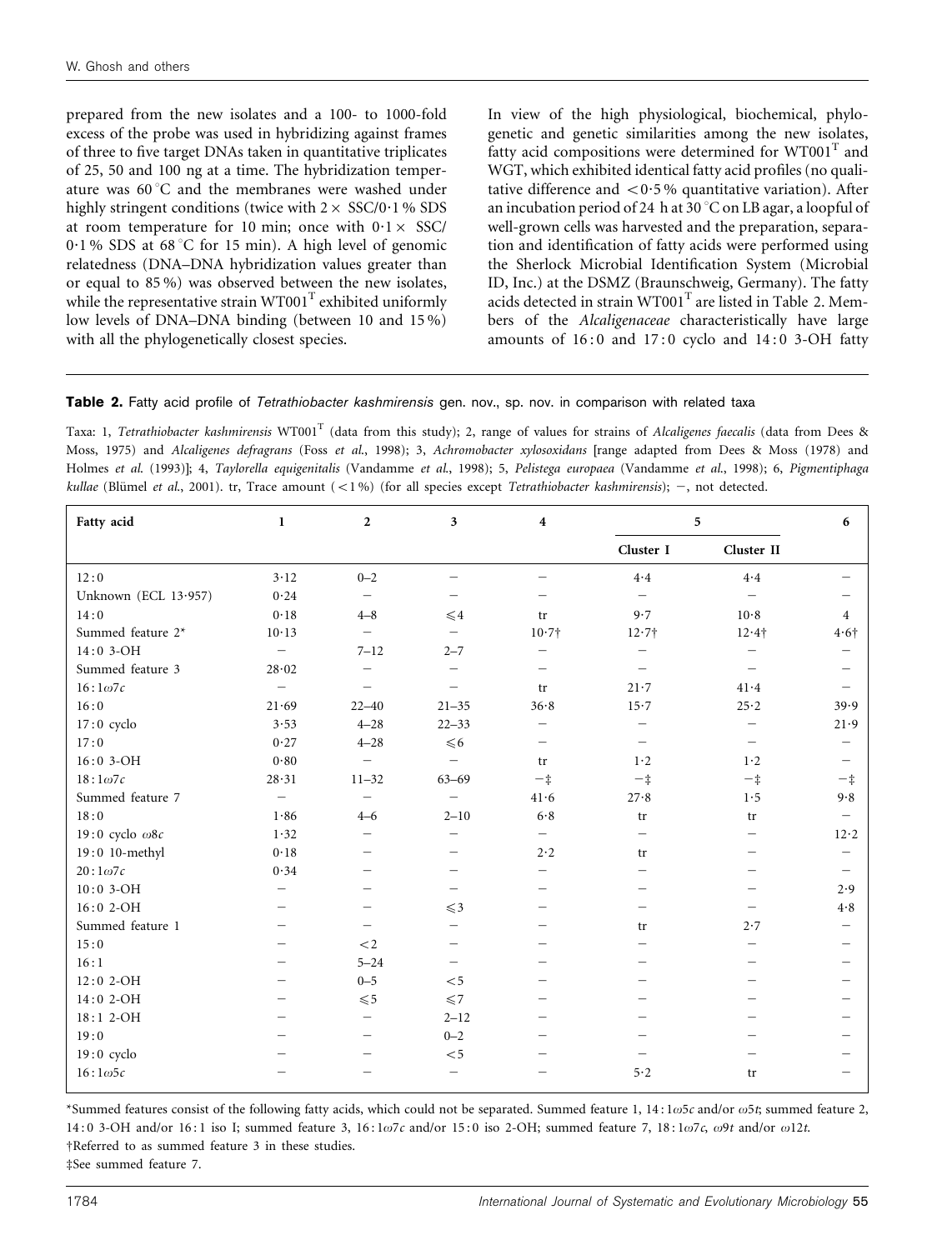prepared from the new isolates and a 100- to 1000-fold excess of the probe was used in hybridizing against frames of three to five target DNAs taken in quantitative triplicates of 25, 50 and 100 ng at a time. The hybridization temperature was 60 °C and the membranes were washed under highly stringent conditions (twice with 2 × SSC/0·1 % SDS at room temperature for 10 min; once with 0·1 × SSC/0·1 % SDS at 68 °C for 15 min). A high level of genomic relatedness (DNA–DNA hybridization values greater than or equal to 85 %) was observed between the new isolates, while the representative strain WT001$^T$ exhibited uniformly low levels of DNA–DNA binding (between 10 and 15 %) with all the phylogenetically closest species.

In view of the high physiological, biochemical, phylogenetic and genetic similarities among the new isolates, fatty acid compositions were determined for WT001$^T$ and WGT, which exhibited identical fatty acid profiles (no qualitative difference and < 0·5 % quantitative variation). After an incubation period of 24 h at 30 °C on LB agar, a loopful of well-grown cells was harvested and the preparation, separation and identification of fatty acids were performed using the Sherlock Microbial Identification System (Microbial ID, Inc.) at the DSMZ (Braunschweig, Germany). The fatty acids detected in strain WT001$^T$ are listed in Table 2. Members of the *Alcaligenaceae* characteristically have large amounts of 16 : 0 and 17 : 0 cyclo and 14 : 0 3-OH fatty

**Table 2.** Fatty acid profile of *Tetrathiobacter kashmirensis* gen. nov., sp. nov. in comparison with related taxa

Taxa: 1, *Tetrathiobacter kashmirensis* WT001$^T$ (data from this study); 2, range of values for strains of *Alcaligenes faecalis* (data from Dees & Moss, 1975) and *Alcaligenes defragrans* (Foss *et al.*, 1998); 3, *Achromobacter xylosoxidans* [range adapted from Dees & Moss (1978) and Holmes *et al.* (1993)]; 4, *Taylorella equigenitalis* (Vandamme *et al.*, 1998); 5, *Pelistega europaea* (Vandamme *et al.*, 1998); 6, *Pigmentiphaga kullae* (Blümel *et al.*, 2001). tr, Trace amount (< 1 %) (for all species except *Tetrathiobacter kashmirensis*); −, not detected.

| Fatty acid | 1 | 2 | 3 | 4 | 5 | | 6 |
|---|---|---|---|---|---|---|---|
| | | | | | Cluster I | Cluster II | |
| 12 : 0 | 3·12 | 0–2 | − | − | 4·4 | 4·4 | − |
| Unknown (ECL 13·957) | 0·24 | − | − | − | − | − | − |
| 14 : 0 | 0·18 | 4–8 | ⩽4 | tr | 9·7 | 10·8 | 4 |
| Summed feature 2* | 10·13 | − | − | 10·7† | 12·7† | 12·4† | 4·6† |
| 14 : 0 3-OH | − | 7–12 | 2–7 | − | − | − | − |
| Summed feature 3 | 28·02 | − | − | − | − | − | − |
| 16 : 1ω7c | − | − | − | tr | 21·7 | 41·4 | − |
| 16 : 0 | 21·69 | 22–40 | 21–35 | 36·8 | 15·7 | 25·2 | 39·9 |
| 17 : 0 cyclo | 3·53 | 4–28 | 22–33 | − | − | − | 21·9 |
| 17 : 0 | 0·27 | 4–28 | ⩽6 | − | − | − | − |
| 16 : 0 3-OH | 0·80 | − | − | tr | 1·2 | 1·2 | − |
| 18 : 1ω7c | 28·31 | 11–32 | 63–69 | −‡ | −‡ | −‡ | −‡ |
| Summed feature 7 | − | − | − | 41·6 | 27·8 | 1·5 | 9·8 |
| 18 : 0 | 1·86 | 4–6 | 2–10 | 6·8 | tr | tr | − |
| 19 : 0 cyclo ω8c | 1·32 | − | − | − | − | − | 12·2 |
| 19 : 0 10-methyl | 0·18 | − | − | 2·2 | tr | − | − |
| 20 : 1ω7c | 0·34 | − | − | − | − | − | − |
| 10 : 0 3-OH | − | − | − | − | − | − | 2·9 |
| 16 : 0 2-OH | − | − | ⩽3 | − | − | − | 4·8 |
| Summed feature 1 | − | − | − | − | tr | 2·7 | − |
| 15 : 0 | − | <2 | − | − | − | − | − |
| 16 : 1 | − | 5–24 | − | − | − | − | − |
| 12 : 0 2-OH | − | 0–5 | <5 | − | − | − | − |
| 14 : 0 2-OH | − | ⩽5 | ⩽7 | − | − | − | − |
| 18 : 1 2-OH | − | − | 2–12 | − | − | − | − |
| 19 : 0 | − | − | 0–2 | − | − | − | − |
| 19 : 0 cyclo | − | − | <5 | − | − | − | − |
| 16 : 1ω5c | − | − | − | − | 5·2 | tr | − |

*Summed features consist of the following fatty acids, which could not be separated. Summed feature 1, 14 : 1ω5c and/or ω5t; summed feature 2, 14 : 0 3-OH and/or 16 : 1 iso I; summed feature 3, 16 : 1ω7c and/or 15 : 0 iso 2-OH; summed feature 7, 18 : 1ω7c, ω9t and/or ω12t.

†Referred to as summed feature 3 in these studies.

‡See summed feature 7.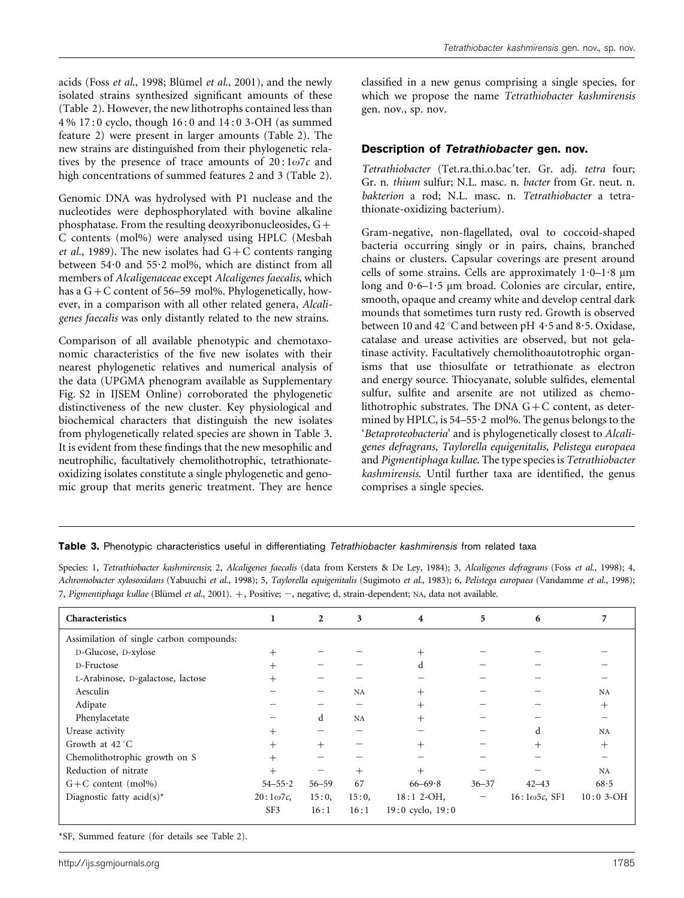acids (Foss *et al.*, 1998; Blümel *et al.*, 2001), and the newly isolated strains synthesized significant amounts of these (Table 2). However, the new lithotrophs contained less than 4 % 17 : 0 cyclo, though 16 : 0 and 14 : 0 3-OH (as summed feature 2) were present in larger amounts (Table 2). The new strains are distinguished from their phylogenetic relatives by the presence of trace amounts of 20 : 1ω7*c* and high concentrations of summed features 2 and 3 (Table 2).

Genomic DNA was hydrolysed with P1 nuclease and the nucleotides were dephosphorylated with bovine alkaline phosphatase. From the resulting deoxyribonucleosides, G+C contents (mol%) were analysed using HPLC (Mesbah *et al.*, 1989). The new isolates had G+C contents ranging between 54·0 and 55·2 mol%, which are distinct from all members of *Alcaligenaceae* except *Alcaligenes faecalis*, which has a G+C content of 56–59 mol%. Phylogenetically, however, in a comparison with all other related genera, *Alcaligenes faecalis* was only distantly related to the new strains.

Comparison of all available phenotypic and chemotaxonomic characteristics of the five new isolates with their nearest phylogenetic relatives and numerical analysis of the data (UPGMA phenogram available as Supplementary Fig. S2 in IJSEM Online) corroborated the phylogenetic distinctiveness of the new cluster. Key physiological and biochemical characters that distinguish the new isolates from phylogenetically related species are shown in Table 3. It is evident from these findings that the new mesophilic and neutrophilic, facultatively chemolithotrophic, tetrathionate-oxidizing isolates constitute a single phylogenetic and genomic group that merits generic treatment. They are hence classified in a new genus comprising a single species, for which we propose the name *Tetrathiobacter kashmirensis* gen. nov., sp. nov.

## Description of *Tetrathiobacter* gen. nov.

*Tetrathiobacter* (Tet.ra.thi.o.bac′ter. Gr. adj. *tetra* four; Gr. n. *thium* sulfur; N.L. masc. n. *bacter* from Gr. neut. n. *bakterion* a rod; N.L. masc. n. *Tetrathiobacter* a tetrathionate-oxidizing bacterium).

Gram-negative, non-flagellated, oval to coccoid-shaped bacteria occurring singly or in pairs, chains, branched chains or clusters. Capsular coverings are present around cells of some strains. Cells are approximately 1·0–1·8 μm long and 0·6–1·5 μm broad. Colonies are circular, entire, smooth, opaque and creamy white and develop central dark mounds that sometimes turn rusty red. Growth is observed between 10 and 42 °C and between pH 4·5 and 8·5. Oxidase, catalase and urease activities are observed, but not gelatinase activity. Facultatively chemolithoautotrophic organisms that use thiosulfate or tetrathionate as electron and energy source. Thiocyanate, soluble sulfides, elemental sulfur, sulfite and arsenite are not utilized as chemolithotrophic substrates. The DNA G+C content, as determined by HPLC, is 54–55·2 mol%. The genus belongs to the '*Betaproteobacteria*' and is phylogenetically closest to *Alcaligenes defragrans*, *Taylorella equigenitalis*, *Pelistega europaea* and *Pigmentiphaga kullae*. The type species is *Tetrathiobacter kashmirensis*. Until further taxa are identified, the genus comprises a single species.

**Table 3.** Phenotypic characteristics useful in differentiating *Tetrathiobacter kashmirensis* from related taxa

Species: 1, *Tetrathiobacter kashmirensis*; 2, *Alcaligenes faecalis* (data from Kersters & De Ley, 1984); 3, *Alcaligenes defragrans* (Foss *et al.*, 1998); 4, *Achromobacter xylosoxidans* (Yabuuchi *et al.*, 1998); 5, *Taylorella equigenitalis* (Sugimoto *et al.*, 1983); 6, *Pelistega europaea* (Vandamme *et al.*, 1998); 7, *Pigmentiphaga kullae* (Blümel *et al.*, 2001). +, Positive; −, negative; d, strain-dependent; NA, data not available.

| Characteristics | 1 | 2 | 3 | 4 | 5 | 6 | 7 |
|---|---|---|---|---|---|---|---|
| Assimilation of single carbon compounds: | | | | | | | |
| D-Glucose, D-xylose | + | − | − | + | − | − | − |
| D-Fructose | + | − | − | d | − | − | − |
| L-Arabinose, D-galactose, lactose | + | − | − | − | − | − | − |
| Aesculin | − | − | NA | + | − | − | NA |
| Adipate | − | − | − | + | − | − | + |
| Phenylacetate | − | d | NA | + | − | − | − |
| Urease activity | + | − | − | − | − | d | NA |
| Growth at 42 °C | + | + | − | + | − | + | + |
| Chemolithotrophic growth on S | + | − | − | − | − | − | − |
| Reduction of nitrate | + | − | + | + | − | − | NA |
| G+C content (mol%) | 54–55·2 | 56–59 | 67 | 66–69·8 | 36–37 | 42–43 | 68·5 |
| Diagnostic fatty acid(s)* | 20 : 1ω7*c*, SF3 | 15 : 0, 16 : 1 | 15 : 0, 16 : 1 | 18 : 1 2-OH, 19 : 0 cyclo, 19 : 0 | − | 16 : 1ω5*c*, SF1 | 10 : 0 3-OH |

*SF, Summed feature (for details see Table 2).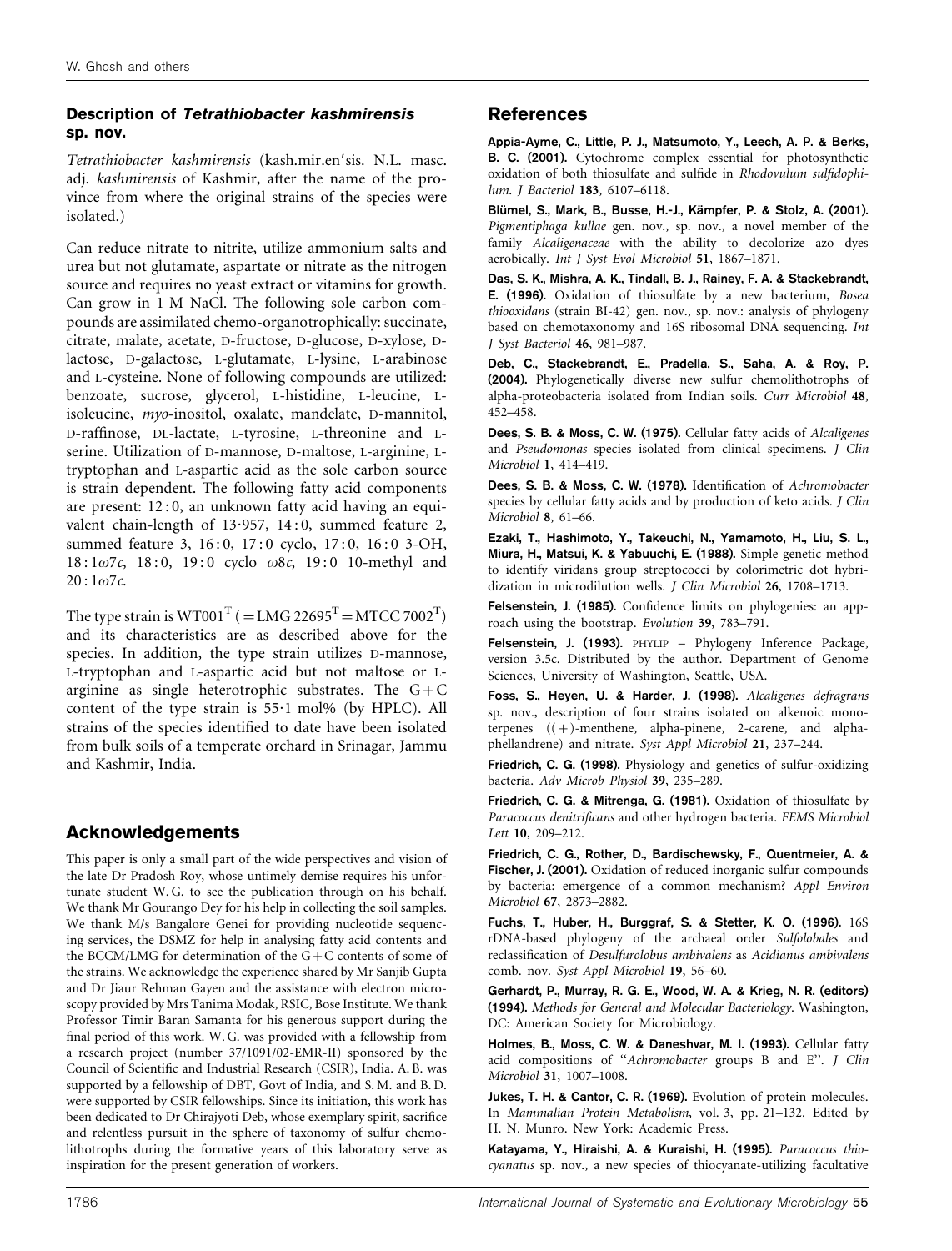### Description of *Tetrathiobacter kashmirensis* sp. nov.

*Tetrathiobacter kashmirensis* (kash.mir.en′sis. N.L. masc. adj. *kashmirensis* of Kashmir, after the name of the province from where the original strains of the species were isolated.)

Can reduce nitrate to nitrite, utilize ammonium salts and urea but not glutamate, aspartate or nitrate as the nitrogen source and requires no yeast extract or vitamins for growth. Can grow in 1 M NaCl. The following sole carbon compounds are assimilated chemo-organotrophically: succinate, citrate, malate, acetate, D-fructose, D-glucose, D-xylose, D-lactose, D-galactose, L-glutamate, L-lysine, L-arabinose and L-cysteine. None of following compounds are utilized: benzoate, sucrose, glycerol, L-histidine, L-leucine, L-isoleucine, *myo*-inositol, oxalate, mandelate, D-mannitol, D-raffinose, DL-lactate, L-tyrosine, L-threonine and L-serine. Utilization of D-mannose, D-maltose, L-arginine, L-tryptophan and L-aspartic acid as the sole carbon source is strain dependent. The following fatty acid components are present: 12 : 0, an unknown fatty acid having an equivalent chain-length of 13·957, 14 : 0, summed feature 2, summed feature 3, 16 : 0, 17 : 0 cyclo, 17 : 0, 16 : 0 3-OH, 18 : 1$\omega$7*c*, 18 : 0, 19 : 0 cyclo $\omega$8*c*, 19 : 0 10-methyl and 20 : 1$\omega$7*c*.

The type strain is WT001$^T$ (=LMG 22695$^T$=MTCC 7002$^T$) and its characteristics are as described above for the species. In addition, the type strain utilizes D-mannose, L-tryptophan and L-aspartic acid but not maltose or L-arginine as single heterotrophic substrates. The G+C content of the type strain is 55·1 mol% (by HPLC). All strains of the species identified to date have been isolated from bulk soils of a temperate orchard in Srinagar, Jammu and Kashmir, India.

## Acknowledgements

This paper is only a small part of the wide perspectives and vision of the late Dr Pradosh Roy, whose untimely demise requires his unfortunate student W. G. to see the publication through on his behalf. We thank Mr Gourango Dey for his help in collecting the soil samples. We thank M/s Bangalore Genei for providing nucleotide sequencing services, the DSMZ for help in analysing fatty acid contents and the BCCM/LMG for determination of the G+C contents of some of the strains. We acknowledge the experience shared by Mr Sanjib Gupta and Dr Jiaur Rehman Gayen and the assistance with electron microscopy provided by Mrs Tanima Modak, RSIC, Bose Institute. We thank Professor Timir Baran Samanta for his generous support during the final period of this work. W. G. was provided with a fellowship from a research project (number 37/1091/02-EMR-II) sponsored by the Council of Scientific and Industrial Research (CSIR), India. A. B. was supported by a fellowship of DBT, Govt of India, and S. M. and B. D. were supported by CSIR fellowships. Since its initiation, this work has been dedicated to Dr Chirajyoti Deb, whose exemplary spirit, sacrifice and relentless pursuit in the sphere of taxonomy of sulfur chemolithotrophs during the formative years of this laboratory serve as inspiration for the present generation of workers.

## References

**Appia-Ayme, C., Little, P. J., Matsumoto, Y., Leech, A. P. & Berks, B. C. (2001).** Cytochrome complex essential for photosynthetic oxidation of both thiosulfate and sulfide in *Rhodovulum sulfidophilum*. *J Bacteriol* **183**, 6107–6118.

**Blümel, S., Mark, B., Busse, H.-J., Kämpfer, P. & Stolz, A. (2001).** *Pigmentiphaga kullae* gen. nov., sp. nov., a novel member of the family *Alcaligenaceae* with the ability to decolorize azo dyes aerobically. *Int J Syst Evol Microbiol* **51**, 1867–1871.

**Das, S. K., Mishra, A. K., Tindall, B. J., Rainey, F. A. & Stackebrandt, E. (1996).** Oxidation of thiosulfate by a new bacterium, *Bosea thiooxidans* (strain BI-42) gen. nov., sp. nov.: analysis of phylogeny based on chemotaxonomy and 16S ribosomal DNA sequencing. *Int J Syst Bacteriol* **46**, 981–987.

**Deb, C., Stackebrandt, E., Pradella, S., Saha, A. & Roy, P. (2004).** Phylogenetically diverse new sulfur chemolithotrophs of alpha-proteobacteria isolated from Indian soils. *Curr Microbiol* **48**, 452–458.

**Dees, S. B. & Moss, C. W. (1975).** Cellular fatty acids of *Alcaligenes* and *Pseudomonas* species isolated from clinical specimens. *J Clin Microbiol* **1**, 414–419.

**Dees, S. B. & Moss, C. W. (1978).** Identification of *Achromobacter* species by cellular fatty acids and by production of keto acids. *J Clin Microbiol* **8**, 61–66.

**Ezaki, T., Hashimoto, Y., Takeuchi, N., Yamamoto, H., Liu, S. L., Miura, H., Matsui, K. & Yabuuchi, E. (1988).** Simple genetic method to identify viridans group streptococci by colorimetric dot hybridization in microdilution wells. *J Clin Microbiol* **26**, 1708–1713.

**Felsenstein, J. (1985).** Confidence limits on phylogenies: an approach using the bootstrap. *Evolution* **39**, 783–791.

**Felsenstein, J. (1993).** PHYLIP – Phylogeny Inference Package, version 3.5c. Distributed by the author. Department of Genome Sciences, University of Washington, Seattle, USA.

**Foss, S., Heyen, U. & Harder, J. (1998).** *Alcaligenes defragrans* sp. nov., description of four strains isolated on alkenoic monoterpenes ((+)-menthene, alpha-pinene, 2-carene, and alpha-phellandrene) and nitrate. *Syst Appl Microbiol* **21**, 237–244.

**Friedrich, C. G. (1998).** Physiology and genetics of sulfur-oxidizing bacteria. *Adv Microb Physiol* **39**, 235–289.

**Friedrich, C. G. & Mitrenga, G. (1981).** Oxidation of thiosulfate by *Paracoccus denitrificans* and other hydrogen bacteria. *FEMS Microbiol Lett* **10**, 209–212.

**Friedrich, C. G., Rother, D., Bardischewsky, F., Quentmeier, A. & Fischer, J. (2001).** Oxidation of reduced inorganic sulfur compounds by bacteria: emergence of a common mechanism? *Appl Environ Microbiol* **67**, 2873–2882.

**Fuchs, T., Huber, H., Burggraf, S. & Stetter, K. O. (1996).** 16S rDNA-based phylogeny of the archaeal order *Sulfolobales* and reclassification of *Desulfurolobus ambivalens* as *Acidianus ambivalens* comb. nov. *Syst Appl Microbiol* **19**, 56–60.

**Gerhardt, P., Murray, R. G. E., Wood, W. A. & Krieg, N. R. (editors) (1994).** *Methods for General and Molecular Bacteriology*. Washington, DC: American Society for Microbiology.

**Holmes, B., Moss, C. W. & Daneshvar, M. I. (1993).** Cellular fatty acid compositions of "*Achromobacter* groups B and E". *J Clin Microbiol* **31**, 1007–1008.

**Jukes, T. H. & Cantor, C. R. (1969).** Evolution of protein molecules. In *Mammalian Protein Metabolism*, vol. 3, pp. 21–132. Edited by H. N. Munro. New York: Academic Press.

**Katayama, Y., Hiraishi, A. & Kuraishi, H. (1995).** *Paracoccus thiocyanatus* sp. nov., a new species of thiocyanate-utilizing facultative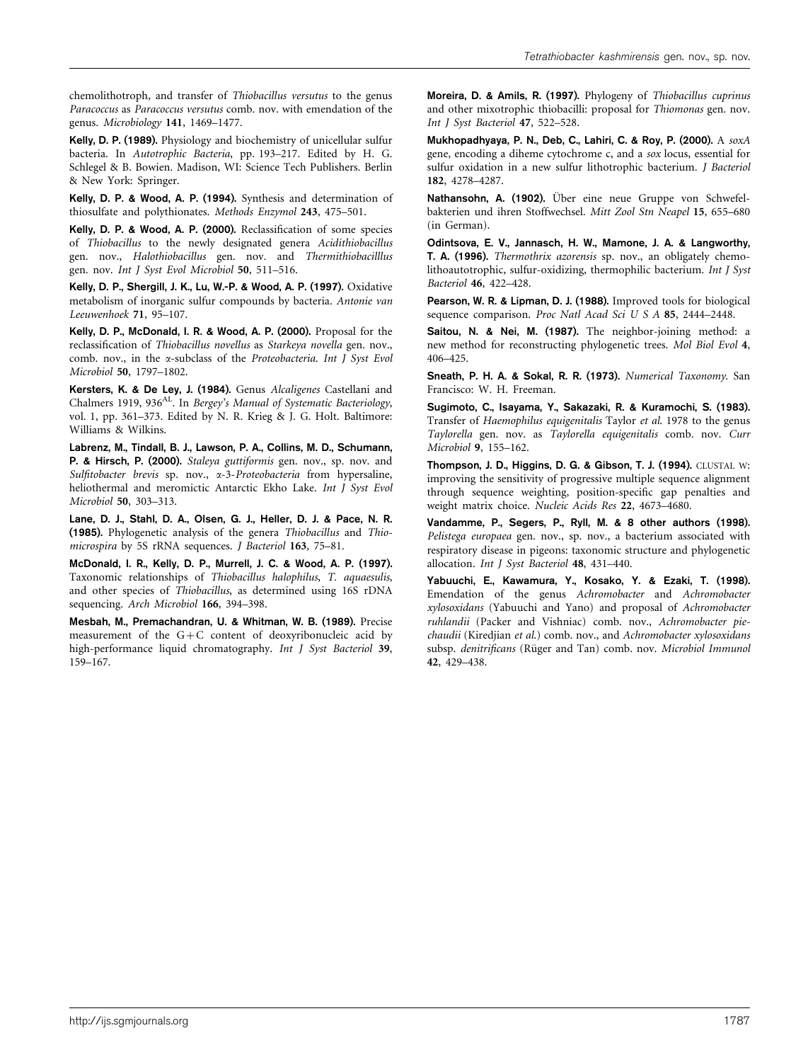chemolithotroph, and transfer of *Thiobacillus versutus* to the genus *Paracoccus* as *Paracoccus versutus* comb. nov. with emendation of the genus. *Microbiology* **141**, 1469–1477.

**Kelly, D. P. (1989).** Physiology and biochemistry of unicellular sulfur bacteria. In *Autotrophic Bacteria*, pp. 193–217. Edited by H. G. Schlegel & B. Bowien. Madison, WI: Science Tech Publishers. Berlin & New York: Springer.

**Kelly, D. P. & Wood, A. P. (1994).** Synthesis and determination of thiosulfate and polythionates. *Methods Enzymol* **243**, 475–501.

**Kelly, D. P. & Wood, A. P. (2000).** Reclassification of some species of *Thiobacillus* to the newly designated genera *Acidithiobacillus* gen. nov., *Halothiobacillus* gen. nov. and *Thermithiobacilllus* gen. nov. *Int J Syst Evol Microbiol* **50**, 511–516.

**Kelly, D. P., Shergill, J. K., Lu, W.-P. & Wood, A. P. (1997).** Oxidative metabolism of inorganic sulfur compounds by bacteria. *Antonie van Leeuwenhoek* **71**, 95–107.

**Kelly, D. P., McDonald, I. R. & Wood, A. P. (2000).** Proposal for the reclassification of *Thiobacillus novellus* as *Starkeya novella* gen. nov., comb. nov., in the α-subclass of the *Proteobacteria*. *Int J Syst Evol Microbiol* **50**, 1797–1802.

**Kersters, K. & De Ley, J. (1984).** Genus *Alcaligenes* Castellani and Chalmers 1919, 936[AL]. In *Bergey's Manual of Systematic Bacteriology*, vol. 1, pp. 361–373. Edited by N. R. Krieg & J. G. Holt. Baltimore: Williams & Wilkins.

**Labrenz, M., Tindall, B. J., Lawson, P. A., Collins, M. D., Schumann, P. & Hirsch, P. (2000).** *Staleya guttiformis* gen. nov., sp. nov. and *Sulfitobacter brevis* sp. nov., α-3-*Proteobacteria* from hypersaline, heliothermal and meromictic Antarctic Ekho Lake. *Int J Syst Evol Microbiol* **50**, 303–313.

**Lane, D. J., Stahl, D. A., Olsen, G. J., Heller, D. J. & Pace, N. R. (1985).** Phylogenetic analysis of the genera *Thiobacillus* and *Thiomicrospira* by 5S rRNA sequences. *J Bacteriol* **163**, 75–81.

**McDonald, I. R., Kelly, D. P., Murrell, J. C. & Wood, A. P. (1997).** Taxonomic relationships of *Thiobacillus halophilus*, *T. aquaesulis*, and other species of *Thiobacillus*, as determined using 16S rDNA sequencing. *Arch Microbiol* **166**, 394–398.

**Mesbah, M., Premachandran, U. & Whitman, W. B. (1989).** Precise measurement of the G+C content of deoxyribonucleic acid by high-performance liquid chromatography. *Int J Syst Bacteriol* **39**, 159–167.

**Moreira, D. & Amils, R. (1997).** Phylogeny of *Thiobacillus cuprinus* and other mixotrophic thiobacilli: proposal for *Thiomonas* gen. nov. *Int J Syst Bacteriol* **47**, 522–528.

**Mukhopadhyaya, P. N., Deb, C., Lahiri, C. & Roy, P. (2000).** A *soxA* gene, encoding a diheme cytochrome c, and a *sox* locus, essential for sulfur oxidation in a new sulfur lithotrophic bacterium. *J Bacteriol* **182**, 4278–4287.

**Nathansohn, A. (1902).** Über eine neue Gruppe von Schwefelbakterien und ihren Stoffwechsel. *Mitt Zool Stn Neapel* **15**, 655–680 (in German).

**Odintsova, E. V., Jannasch, H. W., Mamone, J. A. & Langworthy, T. A. (1996).** *Thermothrix azorensis* sp. nov., an obligately chemolithoautotrophic, sulfur-oxidizing, thermophilic bacterium. *Int J Syst Bacteriol* **46**, 422–428.

**Pearson, W. R. & Lipman, D. J. (1988).** Improved tools for biological sequence comparison. *Proc Natl Acad Sci U S A* **85**, 2444–2448.

**Saitou, N. & Nei, M. (1987).** The neighbor-joining method: a new method for reconstructing phylogenetic trees. *Mol Biol Evol* **4**, 406–425.

**Sneath, P. H. A. & Sokal, R. R. (1973).** *Numerical Taxonomy*. San Francisco: W. H. Freeman.

**Sugimoto, C., Isayama, Y., Sakazaki, R. & Kuramochi, S. (1983).** Transfer of *Haemophilus equigenitalis* Taylor *et al.* 1978 to the genus *Taylorella* gen. nov. as *Taylorella equigenitalis* comb. nov. *Curr Microbiol* **9**, 155–162.

**Thompson, J. D., Higgins, D. G. & Gibson, T. J. (1994).** CLUSTAL W: improving the sensitivity of progressive multiple sequence alignment through sequence weighting, position-specific gap penalties and weight matrix choice. *Nucleic Acids Res* **22**, 4673–4680.

**Vandamme, P., Segers, P., Ryll, M. & 8 other authors (1998).** *Pelistega europaea* gen. nov., sp. nov., a bacterium associated with respiratory disease in pigeons: taxonomic structure and phylogenetic allocation. *Int J Syst Bacteriol* **48**, 431–440.

**Yabuuchi, E., Kawamura, Y., Kosako, Y. & Ezaki, T. (1998).** Emendation of the genus *Achromobacter* and *Achromobacter xylosoxidans* (Yabuuchi and Yano) and proposal of *Achromobacter ruhlandii* (Packer and Vishniac) comb. nov., *Achromobacter piechaudii* (Kiredjian *et al.*) comb. nov., and *Achromobacter xylosoxidans* subsp. *denitrificans* (Rüger and Tan) comb. nov. *Microbiol Immunol* **42**, 429–438.